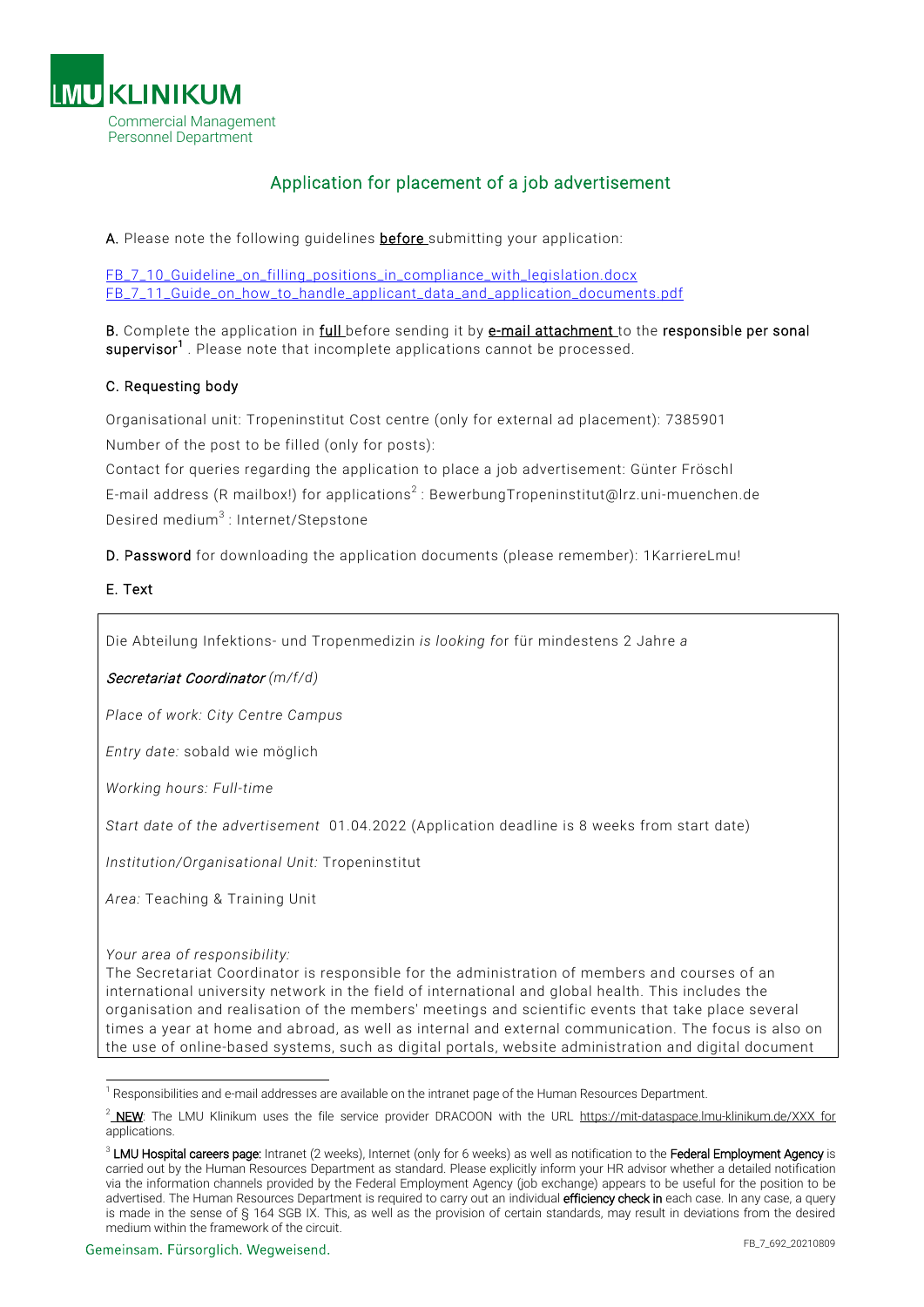LMU KLINIKUM

Commercial Management
Personnel Department

## Application for placement of a job advertisement

**A.** Please note the following guidelines **before** submitting your application:

FB_7_10_Guideline_on_filling_positions_in_compliance_with_legislation.docx
FB_7_11_Guide_on_how_to_handle_applicant_data_and_application_documents.pdf

**B.** Complete the application in **full** before sending it by **e-mail attachment** to the **responsible per sonal supervisor**[1] . Please note that incomplete applications cannot be processed.

### C. Requesting body

Organisational unit: Tropeninstitut Cost centre (only for external ad placement): 7385901

Number of the post to be filled (only for posts):

Contact for queries regarding the application to place a job advertisement: Günter Fröschl

E-mail address (R mailbox!) for applications[2] : BewerbungTropeninstitut@lrz.uni-muenchen.de

Desired medium[3] : Internet/Stepstone

**D. Password** for downloading the application documents (please remember): 1KarriereLmu!

### E. Text

Die Abteilung Infektions- und Tropenmedizin *is looking fo*r für mindestens 2 Jahre *a*

***Secretariat Coordinator*** *(m/f/d)*

*Place of work: City Centre Campus*

*Entry date:* sobald wie möglich

*Working hours: Full-time*

*Start date of the advertisement* 01.04.2022 (Application deadline is 8 weeks from start date)

*Institution/Organisational Unit:* Tropeninstitut

*Area:* Teaching & Training Unit

*Your area of responsibility:*
The Secretariat Coordinator is responsible for the administration of members and courses of an international university network in the field of international and global health. This includes the organisation and realisation of the members' meetings and scientific events that take place several times a year at home and abroad, as well as internal and external communication. The focus is also on the use of online-based systems, such as digital portals, website administration and digital document

---

[1] Responsibilities and e-mail addresses are available on the intranet page of the Human Resources Department.

[2] **NEW**: The LMU Klinikum uses the file service provider DRACOON with the URL https://mit-dataspace.lmu-klinikum.de/XXX for applications.

[3] **LMU Hospital careers page:** Intranet (2 weeks), Internet (only for 6 weeks) as well as notification to the **Federal Employment Agency** is carried out by the Human Resources Department as standard. Please explicitly inform your HR advisor whether a detailed notification via the information channels provided by the Federal Employment Agency (job exchange) appears to be useful for the position to be advertised. The Human Resources Department is required to carry out an individual **efficiency check in** each case. In any case, a query is made in the sense of § 164 SGB IX. This, as well as the provision of certain standards, may result in deviations from the desired medium within the framework of the circuit.

Gemeinsam. Fürsorglich. Wegweisend.

FB_7_692_20210809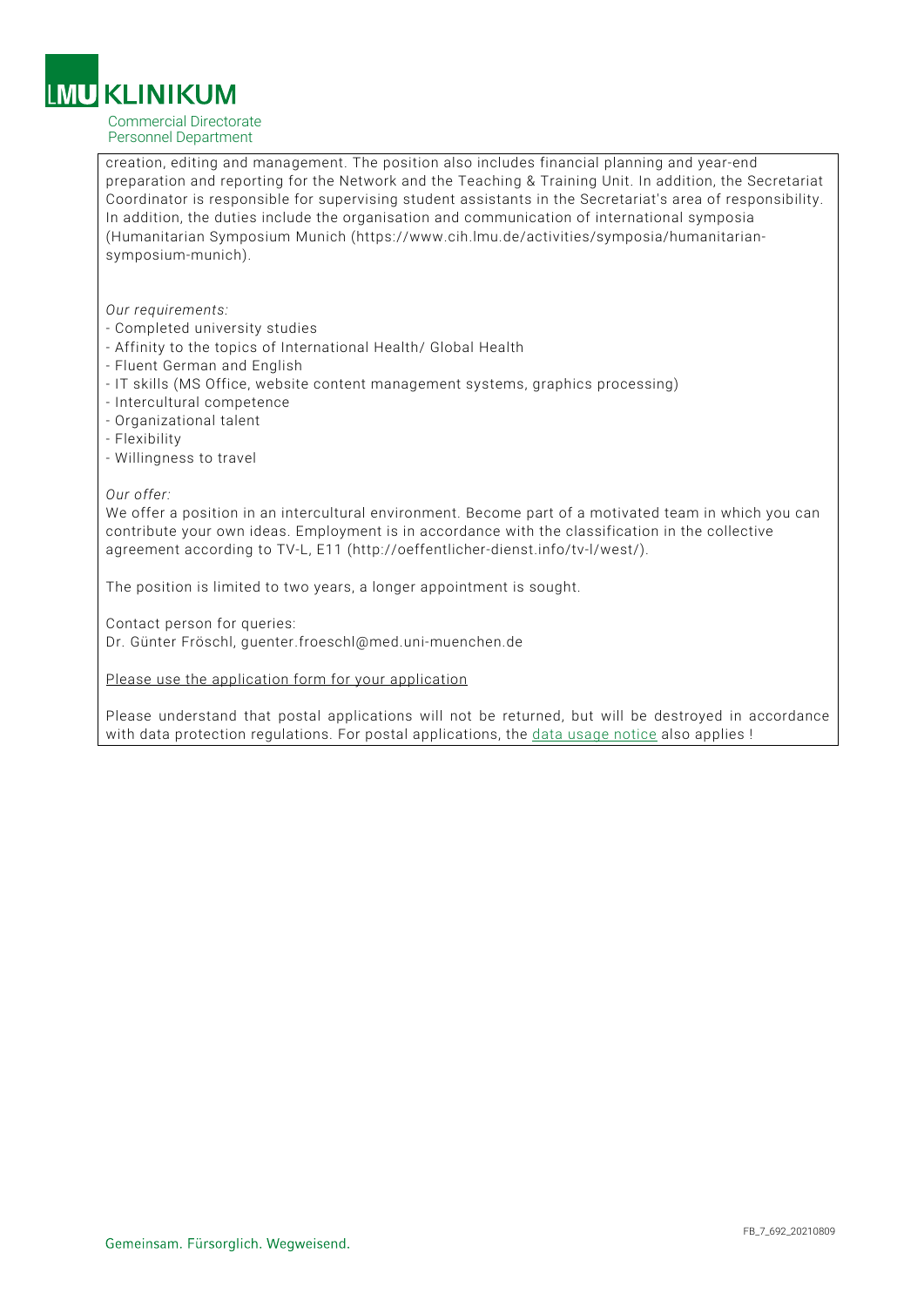creation, editing and management. The position also includes financial planning and year-end preparation and reporting for the Network and the Teaching & Training Unit. In addition, the Secretariat Coordinator is responsible for supervising student assistants in the Secretariat's area of responsibility. In addition, the duties include the organisation and communication of international symposia (Humanitarian Symposium Munich (https://www.cih.lmu.de/activities/symposia/humanitarian-symposium-munich).

*Our requirements:*

- Completed university studies
- Affinity to the topics of International Health/ Global Health
- Fluent German and English
- IT skills (MS Office, website content management systems, graphics processing)
- Intercultural competence
- Organizational talent
- Flexibility
- Willingness to travel

*Our offer:*

We offer a position in an intercultural environment. Become part of a motivated team in which you can contribute your own ideas. Employment is in accordance with the classification in the collective agreement according to TV-L, E11 (http://oeffentlicher-dienst.info/tv-l/west/).

The position is limited to two years, a longer appointment is sought.

Contact person for queries:
Dr. Günter Fröschl, guenter.froeschl@med.uni-muenchen.de

Please use the application form for your application

Please understand that postal applications will not be returned, but will be destroyed in accordance with data protection regulations. For postal applications, the data usage notice also applies !